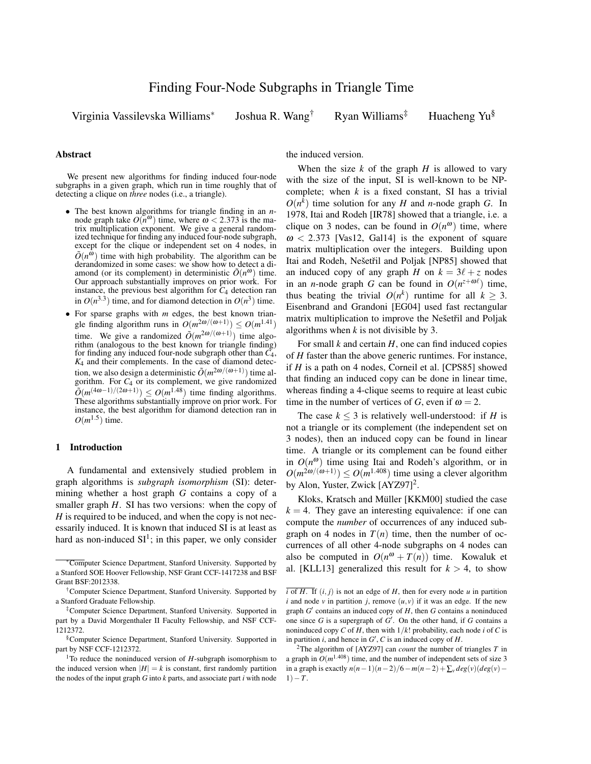# Finding Four-Node Subgraphs in Triangle Time

Virginia Vassilevska Williams[*] Joshua R. Wang[†] Ryan Williams[‡] Huacheng Yu[§]

## Abstract

We present new algorithms for finding induced four-node subgraphs in a given graph, which run in time roughly that of detecting a clique on *three* nodes (i.e., a triangle).

- The best known algorithms for triangle finding in an $n$-node graph take $O(n^{\omega})$ time, where $\omega < 2.373$ is the matrix multiplication exponent. We give a general randomized technique for finding any induced four-node subgraph, except for the clique or independent set on 4 nodes, in $\tilde{O}(n^{\omega})$ time with high probability. The algorithm can be derandomized in some cases: we show how to detect a diamond (or its complement) in deterministic $\tilde{O}(n^{\omega})$ time. Our approach substantially improves on prior work. For instance, the previous best algorithm for $C_4$ detection ran in $O(n^{3.3})$ time, and for diamond detection in $O(n^3)$ time.
- For sparse graphs with $m$ edges, the best known triangle finding algorithm runs in $O(m^{2\omega/(\omega+1)}) \leq O(m^{1.41})$ time. We give a randomized $\tilde{O}(m^{2\omega/(\omega+1)})$ time algorithm (analogous to the best known for triangle finding) for finding any induced four-node subgraph other than $C_4$, $K_4$ and their complements. In the case of diamond detection, we also design a deterministic $\tilde{O}(m^{2\omega/(\omega+1)})$ time algorithm. For $C_4$ or its complement, we give randomized $\tilde{O}(m^{(4\omega-1)/(2\omega+1)}) \leq O(m^{1.48})$ time finding algorithms. These algorithms substantially improve on prior work. For instance, the best algorithm for diamond detection ran in $O(m^{1.5})$ time.

## 1 Introduction

A fundamental and extensively studied problem in graph algorithms is *subgraph isomorphism* (SI): determining whether a host graph $G$ contains a copy of a smaller graph $H$. SI has two versions: when the copy of $H$ is required to be induced, and when the copy is not necessarily induced. It is known that induced SI is at least as hard as non-induced SI[1]; in this paper, we only consider the induced version.

When the size $k$ of the graph $H$ is allowed to vary with the size of the input, SI is well-known to be NP-complete; when $k$ is a fixed constant, SI has a trivial $O(n^k)$ time solution for any $H$ and $n$-node graph $G$. In 1978, Itai and Rodeh [IR78] showed that a triangle, i.e. a clique on 3 nodes, can be found in $O(n^{\omega})$ time, where $\omega < 2.373$ [Vas12, Gal14] is the exponent of square matrix multiplication over the integers. Building upon Itai and Rodeh, Nešetřil and Poljak [NP85] showed that an induced copy of any graph $H$ on $k = 3\ell + z$ nodes in an $n$-node graph $G$ can be found in $O(n^{z+\omega\ell})$ time, thus beating the trivial $O(n^k)$ runtime for all $k \geq 3$. Eisenbrand and Grandoni [EG04] used fast rectangular matrix multiplication to improve the Nešetřil and Poljak algorithms when $k$ is not divisible by 3.

For small $k$ and certain $H$, one can find induced copies of $H$ faster than the above generic runtimes. For instance, if $H$ is a path on 4 nodes, Corneil et al. [CPS85] showed that finding an induced copy can be done in linear time, whereas finding a 4-clique seems to require at least cubic time in the number of vertices of $G$, even if $\omega = 2$.

The case $k \leq 3$ is relatively well-understood: if $H$ is not a triangle or its complement (the independent set on 3 nodes), then an induced copy can be found in linear time. A triangle or its complement can be found either in $O(n^{\omega})$ time using Itai and Rodeh's algorithm, or in $O(m^{2\omega/(\omega+1)}) \leq O(m^{1.408})$ time using a clever algorithm by Alon, Yuster, Zwick [AYZ97][2].

Kloks, Kratsch and Müller [KKM00] studied the case $k = 4$. They gave an interesting equivalence: if one can compute the *number* of occurrences of any induced subgraph on 4 nodes in $T(n)$ time, then the number of occurrences of all other 4-node subgraphs on 4 nodes can also be computed in $O(n^{\omega} + T(n))$ time. Kowaluk et al. [KLL13] generalized this result for $k > 4$, to show

---

[*] Computer Science Department, Stanford University. Supported by a Stanford SOE Hoover Fellowship, NSF Grant CCF-1417238 and BSF Grant BSF:2012338.

[†] Computer Science Department, Stanford University. Supported by a Stanford Graduate Fellowship.

[‡] Computer Science Department, Stanford University. Supported in part by a David Morgenthaler II Faculty Fellowship, and NSF CCF-1212372.

[§] Computer Science Department, Stanford University. Supported in part by NSF CCF-1212372.

[1] To reduce the noninduced version of $H$-subgraph isomorphism to the induced version when $|H| = k$ is constant, first randomly partition the nodes of the input graph $G$ into $k$ parts, and associate part $i$ with node $i$ of $H$. If $(i, j)$ is not an edge of $H$, then for every node $u$ in partition $i$ and node $v$ in partition $j$, remove $(u, v)$ if it was an edge. If the new graph $G'$ contains an induced copy of $H$, then $G$ contains a noninduced one since $G$ is a supergraph of $G'$. On the other hand, if $G$ contains a noninduced copy $C$ of $H$, then with $1/k!$ probability, each node $i$ of $C$ is in partition $i$, and hence in $G'$, $C$ is an induced copy of $H$.

[2] The algorithm of [AYZ97] can *count* the number of triangles $T$ in a graph in $O(m^{1.408})$ time, and the number of independent sets of size 3 in a graph is exactly $n(n-1)(n-2)/6 - m(n-2) + \sum_v deg(v)(deg(v) - 1) - T$.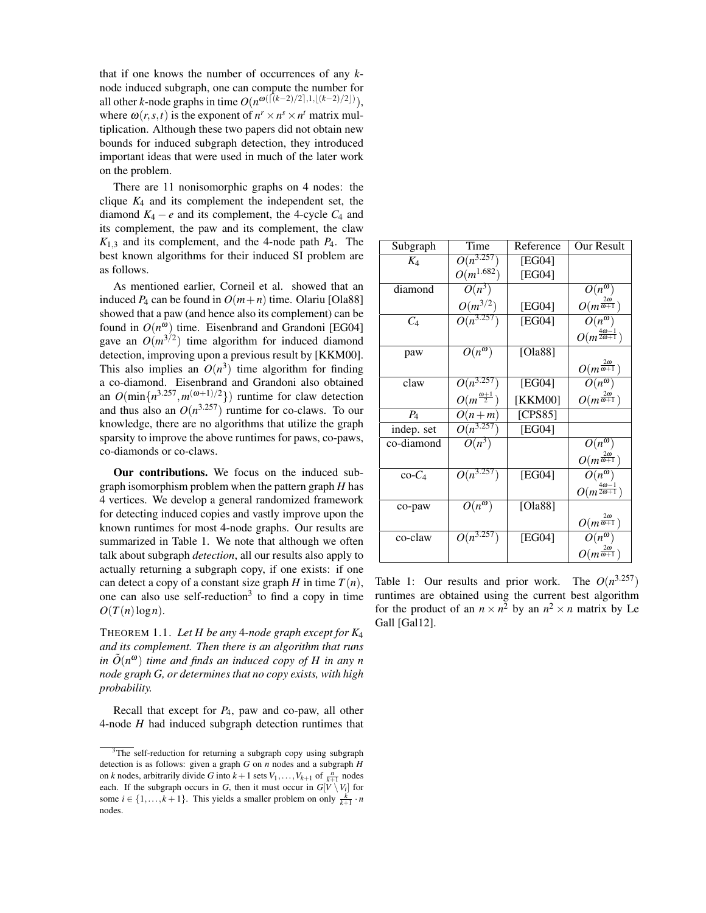that if one knows the number of occurrences of any $k$-node induced subgraph, one can compute the number for all other $k$-node graphs in time $O(n^{\omega(\lceil (k-2)/2 \rceil, 1, \lfloor (k-2)/2 \rfloor)})$, where $\omega(r,s,t)$ is the exponent of $n^r \times n^s \times n^t$ matrix multiplication. Although these two papers did not obtain new bounds for induced subgraph detection, they introduced important ideas that were used in much of the later work on the problem.

There are 11 nonisomorphic graphs on 4 nodes: the clique $K_4$ and its complement the independent set, the diamond $K_4 - e$ and its complement, the 4-cycle $C_4$ and its complement, the paw and its complement, the claw $K_{1,3}$ and its complement, and the 4-node path $P_4$. The best known algorithms for their induced SI problem are as follows.

As mentioned earlier, Corneil et al. showed that an induced $P_4$ can be found in $O(m+n)$ time. Olariu [Ola88] showed that a paw (and hence also its complement) can be found in $O(n^\omega)$ time. Eisenbrand and Grandoni [EG04] gave an $O(m^{3/2})$ time algorithm for induced diamond detection, improving upon a previous result by [KKM00]. This also implies an $O(n^3)$ time algorithm for finding a co-diamond. Eisenbrand and Grandoni also obtained an $O(\min\{n^{3.257}, m^{(\omega+1)/2}\})$ runtime for claw detection and thus also an $O(n^{3.257})$ runtime for co-claws. To our knowledge, there are no algorithms that utilize the graph sparsity to improve the above runtimes for paws, co-paws, co-diamonds or co-claws.

**Our contributions.** We focus on the induced subgraph isomorphism problem when the pattern graph $H$ has 4 vertices. We develop a general randomized framework for detecting induced copies and vastly improve upon the known runtimes for most 4-node graphs. Our results are summarized in Table 1. We note that although we often talk about subgraph *detection*, all our results also apply to actually returning a subgraph copy, if one exists: if one can detect a copy of a constant size graph $H$ in time $T(n)$, one can also use self-reduction[3] to find a copy in time $O(T(n)\log n)$.

THEOREM 1.1. *Let $H$ be any 4-node graph except for $K_4$ and its complement. Then there is an algorithm that runs in $\tilde{O}(n^\omega)$ time and finds an induced copy of $H$ in any $n$ node graph $G$, or determines that no copy exists, with high probability.*

Recall that except for $P_4$, paw and co-paw, all other 4-node $H$ had induced subgraph detection runtimes that

| Subgraph | Time | Reference | Our Result |
|---|---|---|---|
| $K_4$ | $O(n^{3.257})$ | [EG04] | |
| | $O(m^{1.682})$ | [EG04] | |
| diamond | $O(n^3)$ | | $O(n^\omega)$ |
| | $O(m^{3/2})$ | [EG04] | $O(m^{\frac{2\omega}{\omega+1}})$ |
| $C_4$ | $O(n^{3.257})$ | [EG04] | $O(n^\omega)$ |
| | | | $O(m^{\frac{4\omega-1}{2\omega+1}})$ |
| paw | $O(n^\omega)$ | [Ola88] | |
| | | | $O(m^{\frac{2\omega}{\omega+1}})$ |
| claw | $O(n^{3.257})$ | [EG04] | $O(n^\omega)$ |
| | $O(m^{\frac{\omega+1}{2}})$ | [KKM00] | $O(m^{\frac{2\omega}{\omega+1}})$ |
| $P_4$ | $O(n+m)$ | [CPS85] | |
| indep. set | $O(n^{3.257})$ | [EG04] | |
| co-diamond | $O(n^3)$ | | $O(n^\omega)$ |
| | | | $O(m^{\frac{2\omega}{\omega+1}})$ |
| co-$C_4$ | $O(n^{3.257})$ | [EG04] | $O(n^\omega)$ |
| | | | $O(m^{\frac{4\omega-1}{2\omega+1}})$ |
| co-paw | $O(n^\omega)$ | [Ola88] | |
| | | | $O(m^{\frac{2\omega}{\omega+1}})$ |
| co-claw | $O(n^{3.257})$ | [EG04] | $O(n^\omega)$ |
| | | | $O(m^{\frac{2\omega}{\omega+1}})$ |

Table 1: Our results and prior work. The $O(n^{3.257})$ runtimes are obtained using the current best algorithm for the product of an $n \times n^2$ by an $n^2 \times n$ matrix by Le Gall [Gal12].

[3] The self-reduction for returning a subgraph copy using subgraph detection is as follows: given a graph $G$ on $n$ nodes and a subgraph $H$ on $k$ nodes, arbitrarily divide $G$ into $k+1$ sets $V_1, \ldots, V_{k+1}$ of $\frac{n}{k+1}$ nodes each. If the subgraph occurs in $G$, then it must occur in $G[V \setminus V_i]$ for some $i \in \{1, \ldots, k+1\}$. This yields a smaller problem on only $\frac{k}{k+1} \cdot n$ nodes.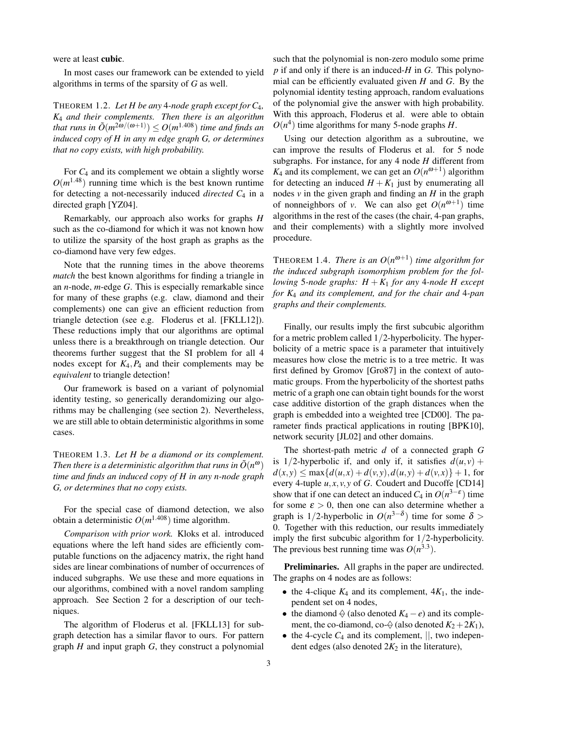were at least **cubic**.

In most cases our framework can be extended to yield algorithms in terms of the sparsity of $G$ as well.

THEOREM 1.2. *Let $H$ be any 4-node graph except for $C_4$, $K_4$ and their complements. Then there is an algorithm that runs in $\tilde{O}(m^{2\omega/(\omega+1)}) \leq O(m^{1.408})$ time and finds an induced copy of $H$ in any $m$ edge graph $G$, or determines that no copy exists, with high probability.*

For $C_4$ and its complement we obtain a slightly worse $O(m^{1.48})$ running time which is the best known runtime for detecting a not-necessarily induced *directed* $C_4$ in a directed graph [YZ04].

Remarkably, our approach also works for graphs $H$ such as the co-diamond for which it was not known how to utilize the sparsity of the host graph as graphs as the co-diamond have very few edges.

Note that the running times in the above theorems *match* the best known algorithms for finding a triangle in an $n$-node, $m$-edge $G$. This is especially remarkable since for many of these graphs (e.g. claw, diamond and their complements) one can give an efficient reduction from triangle detection (see e.g. Floderus et al. [FKLL12]). These reductions imply that our algorithms are optimal unless there is a breakthrough on triangle detection. Our theorems further suggest that the SI problem for all 4 nodes except for $K_4, P_4$ and their complements may be *equivalent* to triangle detection!

Our framework is based on a variant of polynomial identity testing, so generically derandomizing our algorithms may be challenging (see section 2). Nevertheless, we are still able to obtain deterministic algorithms in some cases.

THEOREM 1.3. *Let $H$ be a diamond or its complement. Then there is a deterministic algorithm that runs in $\tilde{O}(n^{\omega})$ time and finds an induced copy of $H$ in any $n$-node graph $G$, or determines that no copy exists.*

For the special case of diamond detection, we also obtain a deterministic $O(m^{1.408})$ time algorithm.

*Comparison with prior work.* Kloks et al. introduced equations where the left hand sides are efficiently computable functions on the adjacency matrix, the right hand sides are linear combinations of number of occurrences of induced subgraphs. We use these and more equations in our algorithms, combined with a novel random sampling approach. See Section 2 for a description of our techniques.

The algorithm of Floderus et al. [FKLL13] for subgraph detection has a similar flavor to ours. For pattern graph $H$ and input graph $G$, they construct a polynomial such that the polynomial is non-zero modulo some prime $p$ if and only if there is an induced-$H$ in $G$. This polynomial can be efficiently evaluated given $H$ and $G$. By the polynomial identity testing approach, random evaluations of the polynomial give the answer with high probability. With this approach, Floderus et al. were able to obtain $O(n^4)$ time algorithms for many 5-node graphs $H$.

Using our detection algorithm as a subroutine, we can improve the results of Floderus et al. for 5 node subgraphs. For instance, for any 4 node $H$ different from $K_4$ and its complement, we can get an $O(n^{\omega+1})$ algorithm for detecting an induced $H + K_1$ just by enumerating all nodes $v$ in the given graph and finding an $H$ in the graph of nonneighbors of $v$. We can also get $O(n^{\omega+1})$ time algorithms in the rest of the cases (the chair, 4-pan graphs, and their complements) with a slightly more involved procedure.

THEOREM 1.4. *There is an $O(n^{\omega+1})$ time algorithm for the induced subgraph isomorphism problem for the following 5-node graphs: $H + K_1$ for any 4-node $H$ except for $K_4$ and its complement, and for the chair and 4-pan graphs and their complements.*

Finally, our results imply the first subcubic algorithm for a metric problem called $1/2$-hyperbolicity. The hyperbolicity of a metric space is a parameter that intuitively measures how close the metric is to a tree metric. It was first defined by Gromov [Gro87] in the context of automatic groups. From the hyperbolicity of the shortest paths metric of a graph one can obtain tight bounds for the worst case additive distortion of the graph distances when the graph is embedded into a weighted tree [CD00]. The parameter finds practical applications in routing [BPK10], network security [JL02] and other domains.

The shortest-path metric $d$ of a connected graph $G$ is $1/2$-hyperbolic if, and only if, it satisfies $d(u,v) + d(x,y) \leq \max\{d(u,x)+d(v,y), d(u,y)+d(v,x)\} + 1$, for every 4-tuple $u,x,v,y$ of $G$. Coudert and Ducoffe [CD14] show that if one can detect an induced $C_4$ in $O(n^{3-\varepsilon})$ time for some $\varepsilon > 0$, then one can also determine whether a graph is $1/2$-hyperbolic in $O(n^{3-\delta})$ time for some $\delta > 0$. Together with this reduction, our results immediately imply the first subcubic algorithm for $1/2$-hyperbolicity. The previous best running time was $O(n^{3.3})$.

**Preliminaries.** All graphs in the paper are undirected. The graphs on 4 nodes are as follows:

- the 4-clique $K_4$ and its complement, $4K_1$, the independent set on 4 nodes,
- the diamond ◇ (also denoted $K_4 - e$) and its complement, the co-diamond, co-◇ (also denoted $K_2 + 2K_1$),
- the 4-cycle $C_4$ and its complement, $||$, two independent edges (also denoted $2K_2$ in the literature),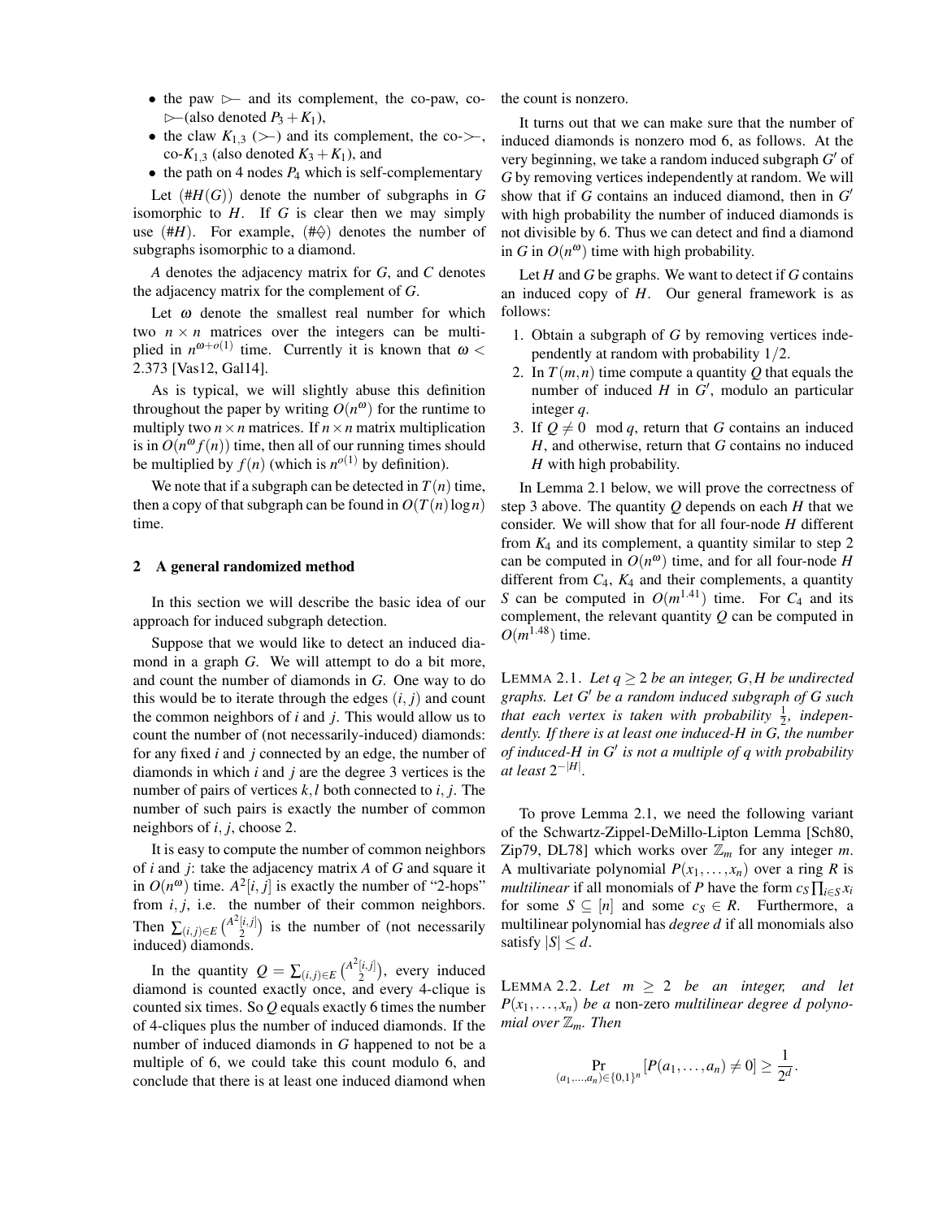- the paw $\rhd\!\!-$ and its complement, the co-paw, co-$\rhd\!\!-$(also denoted $P_3 + K_1$),
- the claw $K_{1,3}$ ($\succ\!\!-$) and its complement, the co-$\succ\!\!-$, co-$K_{1,3}$ (also denoted $K_3 + K_1$), and
- the path on 4 nodes $P_4$ which is self-complementary

Let $(\#H(G))$ denote the number of subgraphs in $G$ isomorphic to $H$. If $G$ is clear then we may simply use $(\#H)$. For example, $(\#\diamond)$ denotes the number of subgraphs isomorphic to a diamond.

$A$ denotes the adjacency matrix for $G$, and $C$ denotes the adjacency matrix for the complement of $G$.

Let $\omega$ denote the smallest real number for which two $n \times n$ matrices over the integers can be multiplied in $n^{\omega+o(1)}$ time. Currently it is known that $\omega < 2.373$ [Vas12, Gal14].

As is typical, we will slightly abuse this definition throughout the paper by writing $O(n^{\omega})$ for the runtime to multiply two $n \times n$ matrices. If $n \times n$ matrix multiplication is in $O(n^{\omega} f(n))$ time, then all of our running times should be multiplied by $f(n)$ (which is $n^{o(1)}$ by definition).

We note that if a subgraph can be detected in $T(n)$ time, then a copy of that subgraph can be found in $O(T(n)\log n)$ time.

## 2 A general randomized method

In this section we will describe the basic idea of our approach for induced subgraph detection.

Suppose that we would like to detect an induced diamond in a graph $G$. We will attempt to do a bit more, and count the number of diamonds in $G$. One way to do this would be to iterate through the edges $(i, j)$ and count the common neighbors of $i$ and $j$. This would allow us to count the number of (not necessarily-induced) diamonds: for any fixed $i$ and $j$ connected by an edge, the number of diamonds in which $i$ and $j$ are the degree 3 vertices is the number of pairs of vertices $k, l$ both connected to $i, j$. The number of such pairs is exactly the number of common neighbors of $i, j$, choose 2.

It is easy to compute the number of common neighbors of $i$ and $j$: take the adjacency matrix $A$ of $G$ and square it in $O(n^{\omega})$ time. $A^2[i, j]$ is exactly the number of "2-hops" from $i, j$, i.e. the number of their common neighbors. Then $\sum_{(i,j)\in E}\binom{A^2[i,j]}{2}$ is the number of (not necessarily induced) diamonds.

In the quantity $Q = \sum_{(i,j)\in E}\binom{A^2[i,j]}{2}$, every induced diamond is counted exactly once, and every 4-clique is counted six times. So $Q$ equals exactly 6 times the number of 4-cliques plus the number of induced diamonds. If the number of induced diamonds in $G$ happened to not be a multiple of 6, we could take this count modulo 6, and conclude that there is at least one induced diamond when the count is nonzero.

It turns out that we can make sure that the number of induced diamonds is nonzero mod 6, as follows. At the very beginning, we take a random induced subgraph $G'$ of $G$ by removing vertices independently at random. We will show that if $G$ contains an induced diamond, then in $G'$ with high probability the number of induced diamonds is not divisible by 6. Thus we can detect and find a diamond in $G$ in $O(n^{\omega})$ time with high probability.

Let $H$ and $G$ be graphs. We want to detect if $G$ contains an induced copy of $H$. Our general framework is as follows:

1. Obtain a subgraph of $G$ by removing vertices independently at random with probability $1/2$.
2. In $T(m, n)$ time compute a quantity $Q$ that equals the number of induced $H$ in $G'$, modulo an particular integer $q$.
3. If $Q \neq 0 \mod q$, return that $G$ contains an induced $H$, and otherwise, return that $G$ contains no induced $H$ with high probability.

In Lemma 2.1 below, we will prove the correctness of step 3 above. The quantity $Q$ depends on each $H$ that we consider. We will show that for all four-node $H$ different from $K_4$ and its complement, a quantity similar to step 2 can be computed in $O(n^{\omega})$ time, and for all four-node $H$ different from $C_4$, $K_4$ and their complements, a quantity $S$ can be computed in $O(m^{1.41})$ time. For $C_4$ and its complement, the relevant quantity $Q$ can be computed in $O(m^{1.48})$ time.

LEMMA 2.1. *Let $q \geq 2$ be an integer, $G, H$ be undirected graphs. Let $G'$ be a random induced subgraph of $G$ such that each vertex is taken with probability $\frac{1}{2}$, independently. If there is at least one induced-$H$ in $G$, the number of induced-$H$ in $G'$ is not a multiple of $q$ with probability at least $2^{-|H|}$.*

To prove Lemma 2.1, we need the following variant of the Schwartz-Zippel-DeMillo-Lipton Lemma [Sch80, Zip79, DL78] which works over $\mathbb{Z}_m$ for any integer $m$. A multivariate polynomial $P(x_1, \ldots, x_n)$ over a ring $R$ is *multilinear* if all monomials of $P$ have the form $c_S \prod_{i\in S} x_i$ for some $S \subseteq [n]$ and some $c_S \in R$. Furthermore, a multilinear polynomial has *degree d* if all monomials also satisfy $|S| \leq d$.

LEMMA 2.2. *Let $m \geq 2$ be an integer, and let $P(x_1, \ldots, x_n)$ be a* non-zero *multilinear degree $d$ polynomial over $\mathbb{Z}_m$. Then*

$$\Pr_{(a_1,\ldots,a_n)\in\{0,1\}^n}[P(a_1, \ldots, a_n) \neq 0] \geq \frac{1}{2^d}.$$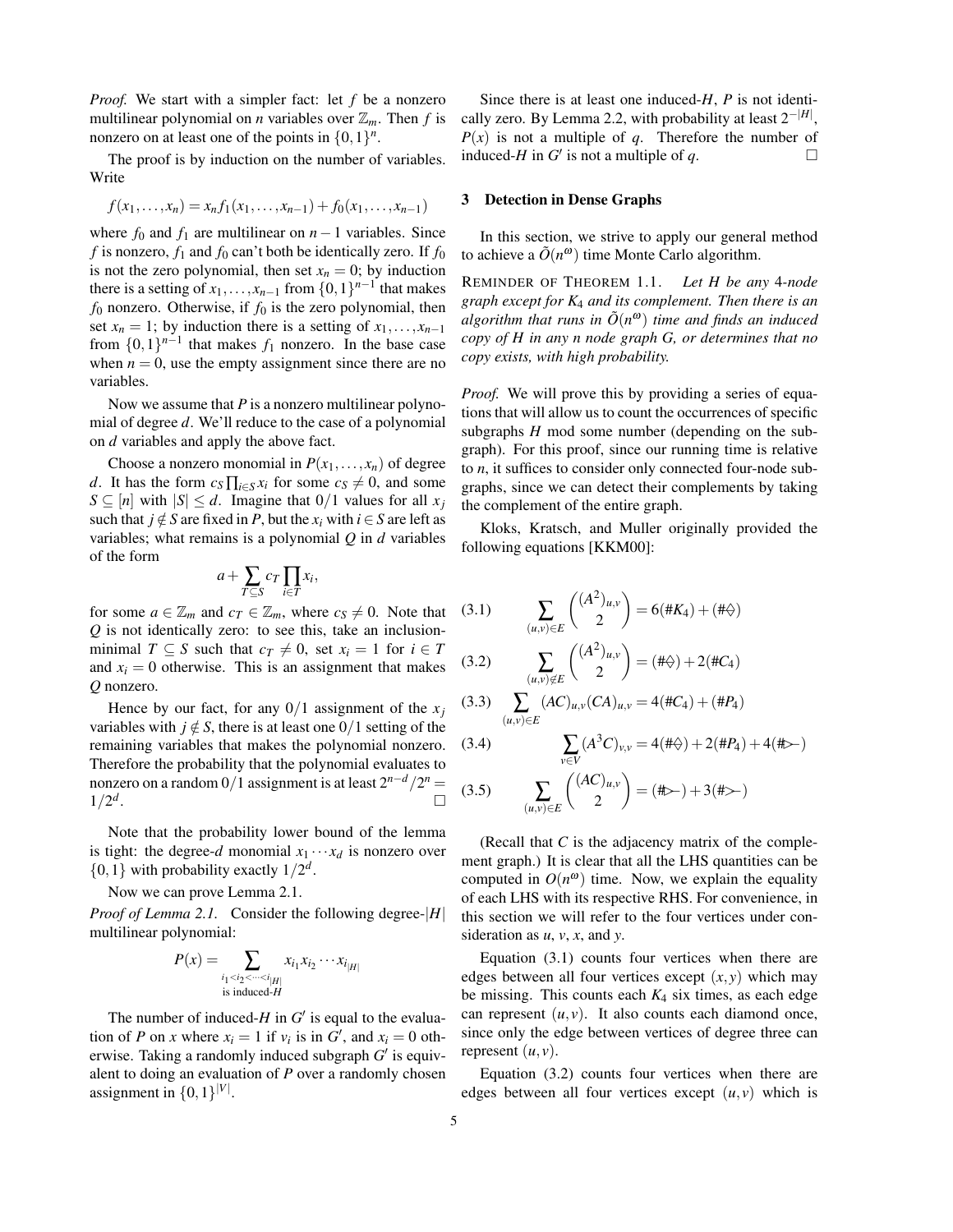*Proof.* We start with a simpler fact: let $f$ be a nonzero multilinear polynomial on $n$ variables over $\mathbb{Z}_m$. Then $f$ is nonzero on at least one of the points in $\{0,1\}^n$.

The proof is by induction on the number of variables. Write

$$f(x_1,\ldots,x_n) = x_n f_1(x_1,\ldots,x_{n-1}) + f_0(x_1,\ldots,x_{n-1})$$

where $f_0$ and $f_1$ are multilinear on $n-1$ variables. Since $f$ is nonzero, $f_1$ and $f_0$ can't both be identically zero. If $f_0$ is not the zero polynomial, then set $x_n = 0$; by induction there is a setting of $x_1,\ldots,x_{n-1}$ from $\{0,1\}^{n-1}$ that makes $f_0$ nonzero. Otherwise, if $f_0$ is the zero polynomial, then set $x_n = 1$; by induction there is a setting of $x_1,\ldots,x_{n-1}$ from $\{0,1\}^{n-1}$ that makes $f_1$ nonzero. In the base case when $n = 0$, use the empty assignment since there are no variables.

Now we assume that $P$ is a nonzero multilinear polynomial of degree $d$. We'll reduce to the case of a polynomial on $d$ variables and apply the above fact.

Choose a nonzero monomial in $P(x_1,\ldots,x_n)$ of degree $d$. It has the form $c_S \prod_{i\in S} x_i$ for some $c_S \neq 0$, and some $S \subseteq [n]$ with $|S| \leq d$. Imagine that 0/1 values for all $x_j$ such that $j \notin S$ are fixed in $P$, but the $x_i$ with $i \in S$ are left as variables; what remains is a polynomial $Q$ in $d$ variables of the form

$$a + \sum_{T\subseteq S} c_T \prod_{i\in T} x_i,$$

for some $a \in \mathbb{Z}_m$ and $c_T \in \mathbb{Z}_m$, where $c_S \neq 0$. Note that $Q$ is not identically zero: to see this, take an inclusion-minimal $T \subseteq S$ such that $c_T \neq 0$, set $x_i = 1$ for $i \in T$ and $x_i = 0$ otherwise. This is an assignment that makes $Q$ nonzero.

Hence by our fact, for any 0/1 assignment of the $x_j$ variables with $j \notin S$, there is at least one 0/1 setting of the remaining variables that makes the polynomial nonzero. Therefore the probability that the polynomial evaluates to nonzero on a random 0/1 assignment is at least $2^{n-d}/2^n = 1/2^d$. □

Note that the probability lower bound of the lemma is tight: the degree-$d$ monomial $x_1\cdots x_d$ is nonzero over $\{0,1\}$ with probability exactly $1/2^d$.

Now we can prove Lemma 2.1.

*Proof of Lemma 2.1.* Consider the following degree-$|H|$ multilinear polynomial:

$$P(x) = \sum_{\substack{i_1<i_2<\cdots<i_{|H|} \\ \text{is induced-}H}} x_{i_1}x_{i_2}\cdots x_{i_{|H|}}$$

The number of induced-$H$ in $G'$ is equal to the evaluation of $P$ on $x$ where $x_i = 1$ if $v_i$ is in $G'$, and $x_i = 0$ otherwise. Taking a randomly induced subgraph $G'$ is equivalent to doing an evaluation of $P$ over a randomly chosen assignment in $\{0,1\}^{|V|}$.

Since there is at least one induced-$H$, $P$ is not identically zero. By Lemma 2.2, with probability at least $2^{-|H|}$, $P(x)$ is not a multiple of $q$. Therefore the number of induced-$H$ in $G'$ is not a multiple of $q$. □

## 3 Detection in Dense Graphs

In this section, we strive to apply our general method to achieve a $\tilde{O}(n^\omega)$ time Monte Carlo algorithm.

REMINDER OF THEOREM 1.1. *Let $H$ be any 4-node graph except for $K_4$ and its complement. Then there is an algorithm that runs in $\tilde{O}(n^\omega)$ time and finds an induced copy of $H$ in any $n$ node graph $G$, or determines that no copy exists, with high probability.*

*Proof.* We will prove this by providing a series of equations that will allow us to count the occurrences of specific subgraphs $H$ mod some number (depending on the subgraph). For this proof, since our running time is relative to $n$, it suffices to consider only connected four-node subgraphs, since we can detect their complements by taking the complement of the entire graph.

Kloks, Kratsch, and Muller originally provided the following equations [KKM00]:

$$\text{(3.1)} \qquad \sum_{(u,v)\in E} \binom{(A^2)_{u,v}}{2} = 6(\#K_4) + (\#\diamond)$$

$$\text{(3.2)} \qquad \sum_{(u,v)\notin E} \binom{(A^2)_{u,v}}{2} = (\#\diamond) + 2(\#C_4)$$

$$\text{(3.3)} \qquad \sum_{(u,v)\in E} (AC)_{u,v}(CA)_{u,v} = 4(\#C_4) + (\#P_4)$$

$$\text{(3.4)} \qquad \sum_{v\in V} (A^3C)_{v,v} = 4(\#\diamond) + 2(\#P_4) + 4(\#\text{paw})$$

$$\text{(3.5)} \qquad \sum_{(u,v)\in E} \binom{(AC)_{u,v}}{2} = (\#\text{paw}) + 3(\#\text{claw})$$

(Recall that $C$ is the adjacency matrix of the complement graph.) It is clear that all the LHS quantities can be computed in $O(n^\omega)$ time. Now, we explain the equality of each LHS with its respective RHS. For convenience, in this section we will refer to the four vertices under consideration as $u$, $v$, $x$, and $y$.

Equation (3.1) counts four vertices when there are edges between all four vertices except $(x,y)$ which may be missing. This counts each $K_4$ six times, as each edge can represent $(u,v)$. It also counts each diamond once, since only the edge between vertices of degree three can represent $(u,v)$.

Equation (3.2) counts four vertices when there are edges between all four vertices except $(u,v)$ which is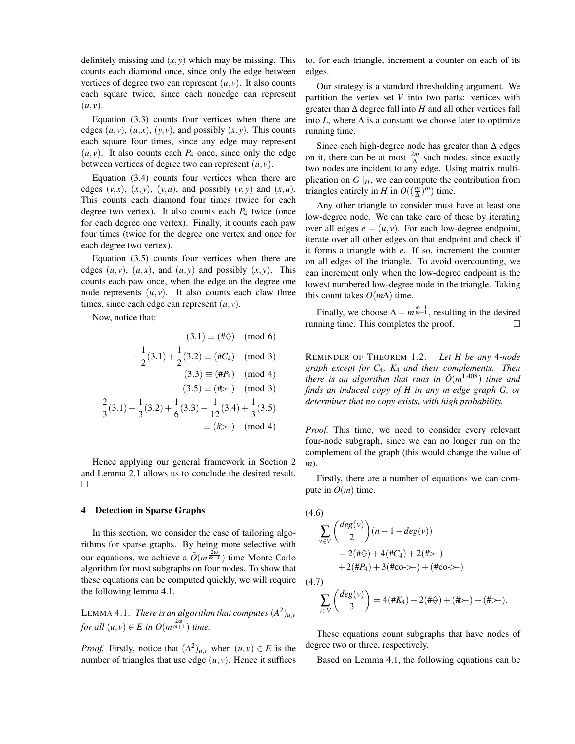definitely missing and $(x,y)$ which may be missing. This counts each diamond once, since only the edge between vertices of degree two can represent $(u,v)$. It also counts each square twice, since each nonedge can represent $(u,v)$.

Equation (3.3) counts four vertices when there are edges $(u,v)$, $(u,x)$, $(y,v)$, and possibly $(x,y)$. This counts each square four times, since any edge may represent $(u,v)$. It also counts each $P_4$ once, since only the edge between vertices of degree two can represent $(u,v)$.

Equation (3.4) counts four vertices when there are edges $(v,x)$, $(x,y)$, $(y,u)$, and possibly $(v,y)$ and $(x,u)$. This counts each diamond four times (twice for each degree two vertex). It also counts each $P_4$ twice (once for each degree one vertex). Finally, it counts each paw four times (twice for the degree one vertex and once for each degree two vertex).

Equation (3.5) counts four vertices when there are edges $(u,v)$, $(u,x)$, and $(u,y)$ and possibly $(x,y)$. This counts each paw once, when the edge on the degree one node represents $(u,v)$. It also counts each claw three times, since each edge can represent $(u,v)$.

Now, notice that:

$$(3.1) \equiv (\#\diamond) \pmod 6$$

$$-\frac{1}{2}(3.1) + \frac{1}{2}(3.2) \equiv (\#C_4) \pmod 3$$

$$(3.3) \equiv (\#P_4) \pmod 4$$

$$(3.5) \equiv (\#\text{paw}) \pmod 3$$

$$\frac{2}{3}(3.1) - \frac{1}{3}(3.2) + \frac{1}{6}(3.3) - \frac{1}{12}(3.4) + \frac{1}{3}(3.5) \equiv (\#\text{claw}) \pmod 4$$

Hence applying our general framework in Section 2 and Lemma 2.1 allows us to conclude the desired result. □

## 4 Detection in Sparse Graphs

In this section, we consider the case of tailoring algorithms for sparse graphs. By being more selective with our equations, we achieve a $\tilde{O}(m^{\frac{2\omega}{\omega+1}})$ time Monte Carlo algorithm for most subgraphs on four nodes. To show that these equations can be computed quickly, we will require the following lemma 4.1.

LEMMA 4.1. *There is an algorithm that computes $(A^2)_{u,v}$ for all $(u,v) \in E$ in $O(m^{\frac{2\omega}{\omega+1}})$ time.*

*Proof.* Firstly, notice that $(A^2)_{u,v}$ when $(u,v) \in E$ is the number of triangles that use edge $(u,v)$. Hence it suffices to, for each triangle, increment a counter on each of its edges.

Our strategy is a standard thresholding argument. We partition the vertex set $V$ into two parts: vertices with greater than $\Delta$ degree fall into $H$ and all other vertices fall into $L$, where $\Delta$ is a constant we choose later to optimize running time.

Since each high-degree node has greater than $\Delta$ edges on it, there can be at most $\frac{2m}{\Delta}$ such nodes, since exactly two nodes are incident to any edge. Using matrix multiplication on $G\mid_H$, we can compute the contribution from triangles entirely in $H$ in $O((\frac{m}{\Delta})^{\omega})$ time.

Any other triangle to consider must have at least one low-degree node. We can take care of these by iterating over all edges $e = (u,v)$. For each low-degree endpoint, iterate over all other edges on that endpoint and check if it forms a triangle with $e$. If so, increment the counter on all edges of the triangle. To avoid overcounting, we can increment only when the low-degree endpoint is the lowest numbered low-degree node in the triangle. Taking this count takes $O(m\Delta)$ time.

Finally, we choose $\Delta = m^{\frac{\omega-1}{\omega+1}}$, resulting in the desired running time. This completes the proof. □

REMINDER OF THEOREM 1.2. *Let $H$ be any 4-node graph except for $C_4$, $K_4$ and their complements. Then there is an algorithm that runs in $\tilde{O}(m^{1.408})$ time and finds an induced copy of $H$ in any $m$ edge graph $G$, or determines that no copy exists, with high probability.*

*Proof.* This time, we need to consider every relevant four-node subgraph, since we can no longer run on the complement of the graph (this would change the value of $m$).

Firstly, there are a number of equations we can compute in $O(m)$ time.

(4.6)
$$\sum_{v \in V} \binom{deg(v)}{2}(n-1-deg(v)) = 2(\#\diamond) + 4(\#C_4) + 2(\#\text{paw}) + 2(\#P_4) + 3(\#\text{co-claw}) + (\#\text{co-paw})$$

(4.7)
$$\sum_{v \in V} \binom{deg(v)}{3} = 4(\#K_4) + 2(\#\diamond) + (\#\text{paw}) + (\#\text{claw}).$$

These equations count subgraphs that have nodes of degree two or three, respectively.

Based on Lemma 4.1, the following equations can be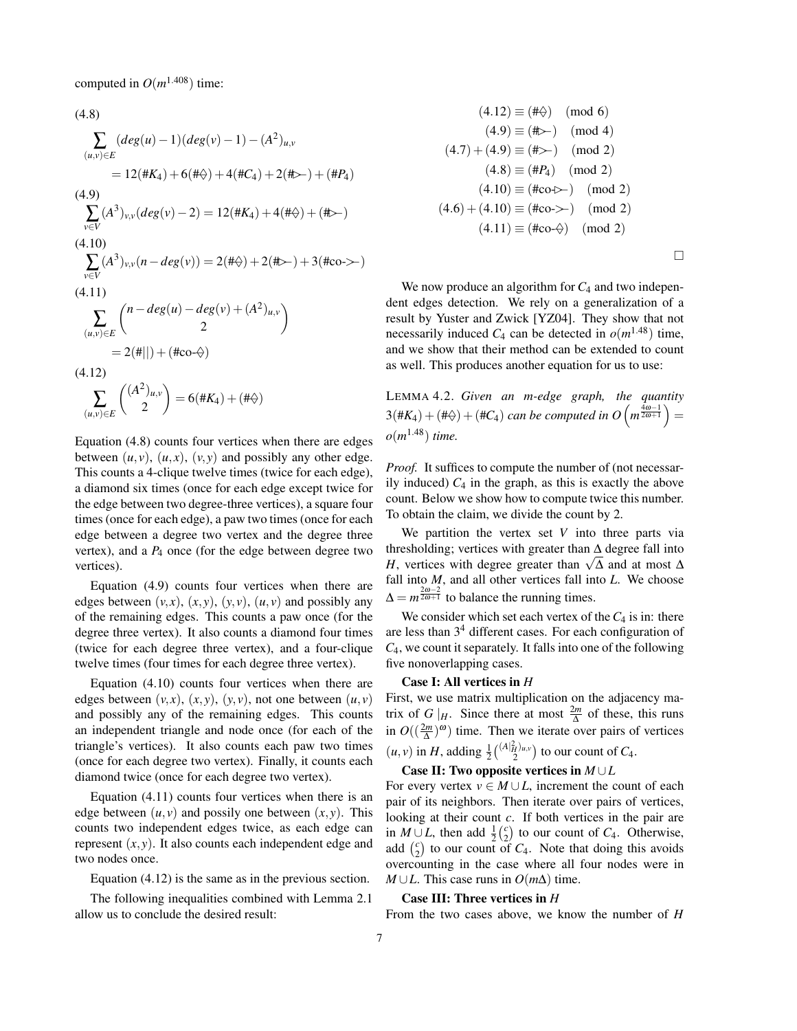computed in $O(m^{1.408})$ time:

(4.8)

$$\sum_{(u,v)\in E}(deg(u)-1)(deg(v)-1)-(A^2)_{u,v} = 12(\#K_4)+6(\#\diamond)+4(\#C_4)+2(\#\text{paw})+(\#P_4)$$

(4.9)

$$\sum_{v\in V}(A^3)_{v,v}(deg(v)-2) = 12(\#K_4)+4(\#\diamond)+(\#\text{paw})$$

(4.10)

$$\sum_{v\in V}(A^3)_{v,v}(n-deg(v)) = 2(\#\diamond)+2(\#\text{paw})+3(\#\text{co-claw})$$

(4.11)

$$\sum_{(u,v)\in E}\binom{n-deg(u)-deg(v)+(A^2)_{u,v}}{2} = 2(\#||)+(\#\text{co-}\diamond)$$

(4.12)

$$\sum_{(u,v)\in E}\binom{(A^2)_{u,v}}{2} = 6(\#K_4)+(\#\diamond)$$

Equation (4.8) counts four vertices when there are edges between $(u,v)$, $(u,x)$, $(v,y)$ and possibly any other edge. This counts a 4-clique twelve times (twice for each edge), a diamond six times (once for each edge except twice for the edge between two degree-three vertices), a square four times (once for each edge), a paw two times (once for each edge between a degree two vertex and the degree three vertex), and a $P_4$ once (for the edge between degree two vertices).

Equation (4.9) counts four vertices when there are edges between $(v,x)$, $(x,y)$, $(y,v)$, $(u,v)$ and possibly any of the remaining edges. This counts a paw once (for the degree three vertex). It also counts a diamond four times (twice for each degree three vertex), and a four-clique twelve times (four times for each degree three vertex).

Equation (4.10) counts four vertices when there are edges between $(v,x)$, $(x,y)$, $(y,v)$, not one between $(u,v)$ and possibly any of the remaining edges. This counts an independent triangle and node once (for each of the triangle's vertices). It also counts each paw two times (once for each degree two vertex). Finally, it counts each diamond twice (once for each degree two vertex).

Equation (4.11) counts four vertices when there is an edge between $(u,v)$ and possibly one between $(x,y)$. This counts two independent edges twice, as each edge can represent $(x,y)$. It also counts each independent edge and two nodes once.

Equation (4.12) is the same as in the previous section.

The following inequalities combined with Lemma 2.1 allow us to conclude the desired result:

$$(4.12) \equiv (\#\diamond) \pmod 6$$
$$(4.9) \equiv (\#\text{paw}) \pmod 4$$
$$(4.7)+(4.9) \equiv (\#\text{claw}) \pmod 2$$
$$(4.8) \equiv (\#P_4) \pmod 2$$
$$(4.10) \equiv (\#\text{co-paw}) \pmod 2$$
$$(4.6)+(4.10) \equiv (\#\text{co-claw}) \pmod 2$$
$$(4.11) \equiv (\#\text{co-}\diamond) \pmod 2$$

□

We now produce an algorithm for $C_4$ and two independent edges detection. We rely on a generalization of a result by Yuster and Zwick [YZ04]. They show that not necessarily induced $C_4$ can be detected in $o(m^{1.48})$ time, and we show that their method can be extended to count as well. This produces another equation for us to use:

LEMMA 4.2. *Given an m-edge graph, the quantity $3(\#K_4)+(\#\diamond)+(\#C_4)$ can be computed in $O\left(m^{\frac{4\omega-1}{2\omega+1}}\right) = o(m^{1.48})$ time.*

*Proof.* It suffices to compute the number of (not necessarily induced) $C_4$ in the graph, as this is exactly the above count. Below we show how to compute twice this number. To obtain the claim, we divide the count by 2.

We partition the vertex set $V$ into three parts via thresholding; vertices with greater than $\Delta$ degree fall into $H$, vertices with degree greater than $\sqrt{\Delta}$ and at most $\Delta$ fall into $M$, and all other vertices fall into $L$. We choose $\Delta = m^{\frac{2\omega-2}{2\omega+1}}$ to balance the running times.

We consider which set each vertex of the $C_4$ is in: there are less than $3^4$ different cases. For each configuration of $C_4$, we count it separately. It falls into one of the following five nonoverlapping cases.

**Case I: All vertices in $H$**
First, we use matrix multiplication on the adjacency matrix of $G|_H$. Since there at most $\frac{2m}{\Delta}$ of these, this runs in $O((\frac{2m}{\Delta})^\omega)$ time. Then we iterate over pairs of vertices $(u,v)$ in $H$, adding $\frac{1}{2}\binom{(A|_H^2)_{u,v}}{2}$ to our count of $C_4$.

**Case II: Two opposite vertices in $M\cup L$**
For every vertex $v\in M\cup L$, increment the count of each pair of its neighbors. Then iterate over pairs of vertices, looking at their count $c$. If both vertices in the pair are in $M\cup L$, then add $\frac{1}{2}\binom{c}{2}$ to our count of $C_4$. Otherwise, add $\binom{c}{2}$ to our count of $C_4$. Note that doing this avoids overcounting in the case where all four nodes were in $M\cup L$. This case runs in $O(m\Delta)$ time.

**Case III: Three vertices in $H$**
From the two cases above, we know the number of $H$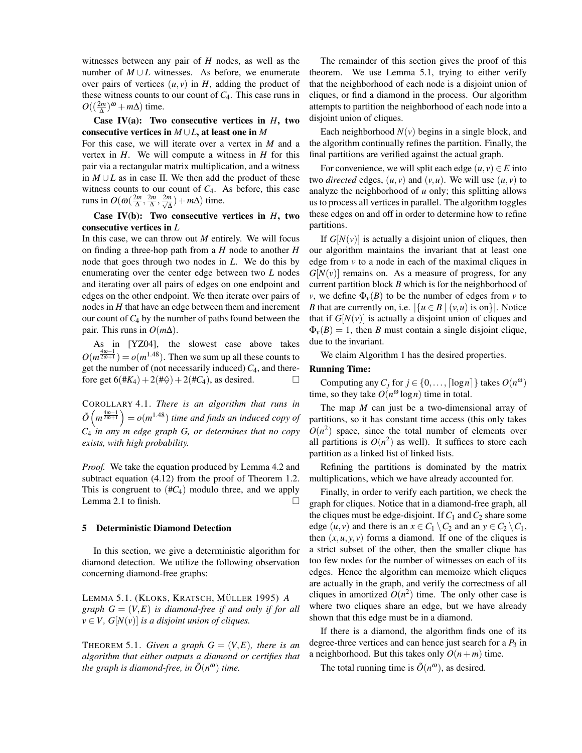witnesses between any pair of $H$ nodes, as well as the number of $M \cup L$ witnesses. As before, we enumerate over pairs of vertices $(u,v)$ in $H$, adding the product of these witness counts to our count of $C_4$. This case runs in $O((\frac{2m}{\Delta})^\omega + m\Delta)$ time.

**Case IV(a): Two consecutive vertices in $H$, two consecutive vertices in $M \cup L$, at least one in $M$**

For this case, we will iterate over a vertex in $M$ and a vertex in $H$. We will compute a witness in $H$ for this pair via a rectangular matrix multiplication, and a witness in $M \cup L$ as in case II. We then add the product of these witness counts to our count of $C_4$. As before, this case runs in $O(\omega(\frac{2m}{\Delta}, \frac{2m}{\Delta}, \frac{2m}{\sqrt{\Delta}}) + m\Delta)$ time.

**Case IV(b): Two consecutive vertices in $H$, two consecutive vertices in $L$**

In this case, we can throw out $M$ entirely. We will focus on finding a three-hop path from a $H$ node to another $H$ node that goes through two nodes in $L$. We do this by enumerating over the center edge between two $L$ nodes and iterating over all pairs of edges on one endpoint and edges on the other endpoint. We then iterate over pairs of nodes in $H$ that have an edge between them and increment our count of $C_4$ by the number of paths found between the pair. This runs in $O(m\Delta)$.

As in [YZ04], the slowest case above takes $O(m^{\frac{4\omega-1}{2\omega+1}}) = o(m^{1.48})$. Then we sum up all these counts to get the number of (not necessarily induced) $C_4$, and therefore get $6(\#K_4) + 2(\#\diamond) + 2(\#C_4)$, as desired. □

COROLLARY 4.1. *There is an algorithm that runs in $\tilde{O}\left(m^{\frac{4\omega-1}{2\omega+1}}\right) = o(m^{1.48})$ time and finds an induced copy of $C_4$ in any $m$ edge graph $G$, or determines that no copy exists, with high probability.*

*Proof.* We take the equation produced by Lemma 4.2 and subtract equation (4.12) from the proof of Theorem 1.2. This is congruent to $(\#C_4)$ modulo three, and we apply Lemma 2.1 to finish. □

## 5 Deterministic Diamond Detection

In this section, we give a deterministic algorithm for diamond detection. We utilize the following observation concerning diamond-free graphs:

LEMMA 5.1. (KLOKS, KRATSCH, MÜLLER 1995) *A graph $G = (V,E)$ is diamond-free if and only if for all $v \in V$, $G[N(v)]$ is a disjoint union of cliques.*

THEOREM 5.1. *Given a graph $G = (V,E)$, there is an algorithm that either outputs a diamond or certifies that the graph is diamond-free, in $\tilde{O}(n^\omega)$ time.*

The remainder of this section gives the proof of this theorem. We use Lemma 5.1, trying to either verify that the neighborhood of each node is a disjoint union of cliques, or find a diamond in the process. Our algorithm attempts to partition the neighborhood of each node into a disjoint union of cliques.

Each neighborhood $N(v)$ begins in a single block, and the algorithm continually refines the partition. Finally, the final partitions are verified against the actual graph.

For convenience, we will split each edge $(u,v) \in E$ into two *directed* edges, $(u,v)$ and $(v,u)$. We will use $(u,v)$ to analyze the neighborhood of $u$ only; this splitting allows us to process all vertices in parallel. The algorithm toggles these edges on and off in order to determine how to refine partitions.

If $G[N(v)]$ is actually a disjoint union of cliques, then our algorithm maintains the invariant that at least one edge from $v$ to a node in each of the maximal cliques in $G[N(v)]$ remains on. As a measure of progress, for any current partition block $B$ which is for the neighborhood of $v$, we define $\Phi_v(B)$ to be the number of edges from $v$ to $B$ that are currently on, i.e. $|\{u \in B \mid (v,u) \text{ is on}\}|$. Notice that if $G[N(v)]$ is actually a disjoint union of cliques and $\Phi_v(B) = 1$, then $B$ must contain a single disjoint clique, due to the invariant.

We claim Algorithm 1 has the desired properties.

**Running Time:**

Computing any $C_j$ for $j \in \{0, \ldots, \lceil \log n \rceil\}$ takes $O(n^\omega)$ time, so they take $O(n^\omega \log n)$ time in total.

The map $M$ can just be a two-dimensional array of partitions, so it has constant time access (this only takes $O(n^2)$ space, since the total number of elements over all partitions is $O(n^2)$ as well). It suffices to store each partition as a linked list of linked lists.

Refining the partitions is dominated by the matrix multiplications, which we have already accounted for.

Finally, in order to verify each partition, we check the graph for cliques. Notice that in a diamond-free graph, all the cliques must be edge-disjoint. If $C_1$ and $C_2$ share some edge $(u,v)$ and there is an $x \in C_1 \setminus C_2$ and an $y \in C_2 \setminus C_1$, then $(x,u,y,v)$ forms a diamond. If one of the cliques is a strict subset of the other, then the smaller clique has too few nodes for the number of witnesses on each of its edges. Hence the algorithm can memoize which cliques are actually in the graph, and verify the correctness of all cliques in amortized $O(n^2)$ time. The only other case is where two cliques share an edge, but we have already shown that this edge must be in a diamond.

If there is a diamond, the algorithm finds one of its degree-three vertices and can hence just search for a $P_3$ in a neighborhood. But this takes only $O(n+m)$ time.

The total running time is $\tilde{O}(n^\omega)$, as desired.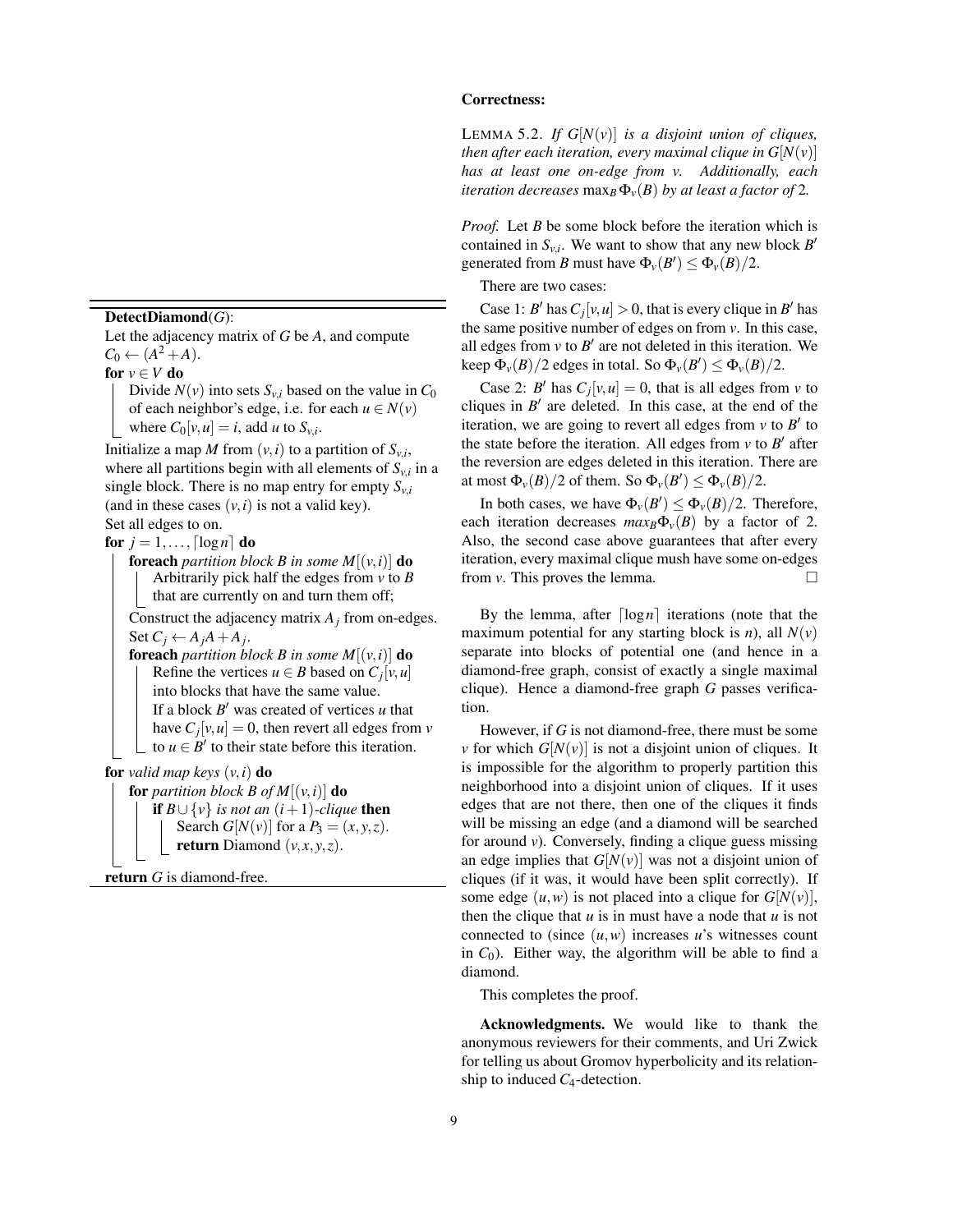**DetectDiamond**($G$):

```
Let the adjacency matrix of G be A, and compute
C_0 ← (A^2 + A).
for v ∈ V do
    Divide N(v) into sets S_{v,i} based on the value in C_0
    of each neighbor's edge, i.e. for each u ∈ N(v)
    where C_0[v,u] = i, add u to S_{v,i}.
Initialize a map M from (v,i) to a partition of S_{v,i},
where all partitions begin with all elements of S_{v,i} in a
single block. There is no map entry for empty S_{v,i}
(and in these cases (v,i) is not a valid key).
Set all edges to on.
for j = 1, ..., ⌈log n⌉ do
    foreach partition block B in some M[(v,i)] do
        Arbitrarily pick half the edges from v to B
        that are currently on and turn them off;
    Construct the adjacency matrix A_j from on-edges.
    Set C_j ← A_j A + A_j.
    foreach partition block B in some M[(v,i)] do
        Refine the vertices u ∈ B based on C_j[v,u]
        into blocks that have the same value.
        If a block B' was created of vertices u that
        have C_j[v,u] = 0, then revert all edges from v
        to u ∈ B' to their state before this iteration.
for valid map keys (v,i) do
    for partition block B of M[(v,i)] do
        if B ∪ {v} is not an (i+1)-clique then
            Search G[N(v)] for a P_3 = (x,y,z).
            return Diamond (v,x,y,z).
return G is diamond-free.
```

**Correctness:**

LEMMA 5.2. *If $G[N(v)]$ is a disjoint union of cliques, then after each iteration, every maximal clique in $G[N(v)]$ has at least one on-edge from $v$. Additionally, each iteration decreases $\max_B \Phi_v(B)$ by at least a factor of 2.*

*Proof.* Let $B$ be some block before the iteration which is contained in $S_{v,i}$. We want to show that any new block $B'$ generated from $B$ must have $\Phi_v(B') \leq \Phi_v(B)/2$.

There are two cases:

Case 1: $B'$ has $C_j[v,u] > 0$, that is every clique in $B'$ has the same positive number of edges on from $v$. In this case, all edges from $v$ to $B'$ are not deleted in this iteration. We keep $\Phi_v(B)/2$ edges in total. So $\Phi_v(B') \leq \Phi_v(B)/2$.

Case 2: $B'$ has $C_j[v,u] = 0$, that is all edges from $v$ to cliques in $B'$ are deleted. In this case, at the end of the iteration, we are going to revert all edges from $v$ to $B'$ to the state before the iteration. All edges from $v$ to $B'$ after the reversion are edges deleted in this iteration. There are at most $\Phi_v(B)/2$ of them. So $\Phi_v(B') \leq \Phi_v(B)/2$.

In both cases, we have $\Phi_v(B') \leq \Phi_v(B)/2$. Therefore, each iteration decreases $max_B \Phi_v(B)$ by a factor of 2. Also, the second case above guarantees that after every iteration, every maximal clique mush have some on-edges from $v$. This proves the lemma. □

By the lemma, after $\lceil \log n \rceil$ iterations (note that the maximum potential for any starting block is $n$), all $N(v)$ separate into blocks of potential one (and hence in a diamond-free graph, consist of exactly a single maximal clique). Hence a diamond-free graph $G$ passes verification.

However, if $G$ is not diamond-free, there must be some $v$ for which $G[N(v)]$ is not a disjoint union of cliques. It is impossible for the algorithm to properly partition this neighborhood into a disjoint union of cliques. If it uses edges that are not there, then one of the cliques it finds will be missing an edge (and a diamond will be searched for around $v$). Conversely, finding a clique guess missing an edge implies that $G[N(v)]$ was not a disjoint union of cliques (if it was, it would have been split correctly). If some edge $(u,w)$ is not placed into a clique for $G[N(v)]$, then the clique that $u$ is in must have a node that $u$ is not connected to (since $(u,w)$ increases $u$'s witnesses count in $C_0$). Either way, the algorithm will be able to find a diamond.

This completes the proof.

**Acknowledgments.** We would like to thank the anonymous reviewers for their comments, and Uri Zwick for telling us about Gromov hyperbolicity and its relationship to induced $C_4$-detection.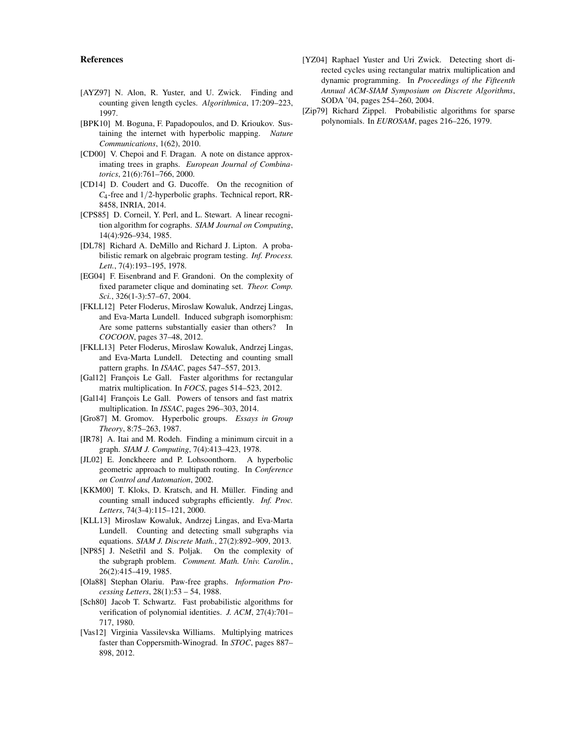## References

[AYZ97] N. Alon, R. Yuster, and U. Zwick. Finding and counting given length cycles. *Algorithmica*, 17:209–223, 1997.

[BPK10] M. Boguna, F. Papadopoulos, and D. Krioukov. Sustaining the internet with hyperbolic mapping. *Nature Communications*, 1(62), 2010.

[CD00] V. Chepoi and F. Dragan. A note on distance approximating trees in graphs. *European Journal of Combinatorics*, 21(6):761–766, 2000.

[CD14] D. Coudert and G. Ducoffe. On the recognition of $C_4$-free and $1/2$-hyperbolic graphs. Technical report, RR-8458, INRIA, 2014.

[CPS85] D. Corneil, Y. Perl, and L. Stewart. A linear recognition algorithm for cographs. *SIAM Journal on Computing*, 14(4):926–934, 1985.

[DL78] Richard A. DeMillo and Richard J. Lipton. A probabilistic remark on algebraic program testing. *Inf. Process. Lett.*, 7(4):193–195, 1978.

[EG04] F. Eisenbrand and F. Grandoni. On the complexity of fixed parameter clique and dominating set. *Theor. Comp. Sci.*, 326(1-3):57–67, 2004.

[FKLL12] Peter Floderus, Miroslaw Kowaluk, Andrzej Lingas, and Eva-Marta Lundell. Induced subgraph isomorphism: Are some patterns substantially easier than others? In *COCOON*, pages 37–48, 2012.

[FKLL13] Peter Floderus, Miroslaw Kowaluk, Andrzej Lingas, and Eva-Marta Lundell. Detecting and counting small pattern graphs. In *ISAAC*, pages 547–557, 2013.

[Gal12] François Le Gall. Faster algorithms for rectangular matrix multiplication. In *FOCS*, pages 514–523, 2012.

[Gal14] François Le Gall. Powers of tensors and fast matrix multiplication. In *ISSAC*, pages 296–303, 2014.

[Gro87] M. Gromov. Hyperbolic groups. *Essays in Group Theory*, 8:75–263, 1987.

[IR78] A. Itai and M. Rodeh. Finding a minimum circuit in a graph. *SIAM J. Computing*, 7(4):413–423, 1978.

[JL02] E. Jonckheere and P. Lohsoonthorn. A hyperbolic geometric approach to multipath routing. In *Conference on Control and Automation*, 2002.

[KKM00] T. Kloks, D. Kratsch, and H. Müller. Finding and counting small induced subgraphs efficiently. *Inf. Proc. Letters*, 74(3-4):115–121, 2000.

[KLL13] Miroslaw Kowaluk, Andrzej Lingas, and Eva-Marta Lundell. Counting and detecting small subgraphs via equations. *SIAM J. Discrete Math.*, 27(2):892–909, 2013.

[NP85] J. Nešetřil and S. Poljak. On the complexity of the subgraph problem. *Comment. Math. Univ. Carolin.*, 26(2):415–419, 1985.

[Ola88] Stephan Olariu. Paw-free graphs. *Information Processing Letters*, 28(1):53 – 54, 1988.

[Sch80] Jacob T. Schwartz. Fast probabilistic algorithms for verification of polynomial identities. *J. ACM*, 27(4):701–717, 1980.

[Vas12] Virginia Vassilevska Williams. Multiplying matrices faster than Coppersmith-Winograd. In *STOC*, pages 887–898, 2012.

[YZ04] Raphael Yuster and Uri Zwick. Detecting short directed cycles using rectangular matrix multiplication and dynamic programming. In *Proceedings of the Fifteenth Annual ACM-SIAM Symposium on Discrete Algorithms*, SODA '04, pages 254–260, 2004.

[Zip79] Richard Zippel. Probabilistic algorithms for sparse polynomials. In *EUROSAM*, pages 216–226, 1979.